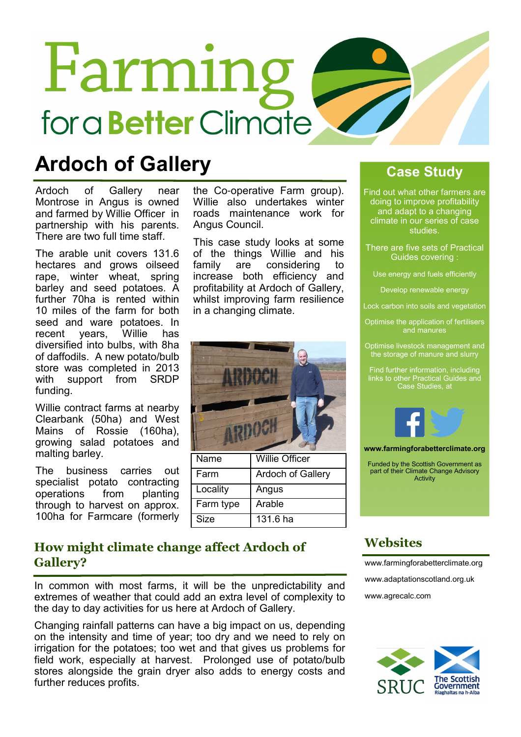# Farming for a Better Climate

## Ardoch of Gallery

Ardoch of Gallery near Montrose in Angus is owned and farmed by Willie Officer in partnership with his parents. There are two full time staff.

The arable unit covers 131.6 hectares and grows oilseed rape, winter wheat, spring barley and seed potatoes. A further 70ha is rented within 10 miles of the farm for both seed and ware potatoes. In recent years, Willie has diversified into bulbs, with 8ha of daffodils. A new potato/bulb store was completed in 2013 with support from SRDP funding.

Willie contract farms at nearby Clearbank (50ha) and West Mains of Rossie (160ha), growing salad potatoes and malting barley.

The business carries out specialist potato contracting operations from planting through to harvest on approx. 100ha for Farmcare (formerly the Co-operative Farm group). Willie also undertakes winter roads maintenance work for Angus Council.

This case study looks at some of the things Willie and his family are considering to increase both efficiency and profitability at Ardoch of Gallery, whilst improving farm resilience in a changing climate.

| Name | Willie Officer |
| --- | --- |
| Farm | Ardoch of Gallery |
| Locality | Angus |
| Farm type | Arable |
| Size | 131.6 ha |

## How might climate change affect Ardoch of Gallery?

In common with most farms, it will be the unpredictability and extremes of weather that could add an extra level of complexity to the day to day activities for us here at Ardoch of Gallery.

Changing rainfall patterns can have a big impact on us, depending on the intensity and time of year; too dry and we need to rely on irrigation for the potatoes; too wet and that gives us problems for field work, especially at harvest. Prolonged use of potato/bulb stores alongside the grain dryer also adds to energy costs and further reduces profits.

## Case Study

Find out what other farmers are doing to improve profitability and adapt to a changing climate in our series of case studies.

There are five sets of Practical Guides covering :

- Use energy and fuels efficiently
- Develop renewable energy
- Lock carbon into soils and vegetation
- Optimise the application of fertilisers and manures
- Optimise livestock management and the storage of manure and slurry

Find further information, including links to other Practical Guides and Case Studies, at

**www.farmingforabetterclimate.org**

Funded by the Scottish Government as part of their Climate Change Advisory Activity

## Websites

www.farmingforabetterclimate.org

www.adaptationscotland.org.uk

www.agrecalc.com

SRUC

The Scottish Government
Riaghaltas na h-Alba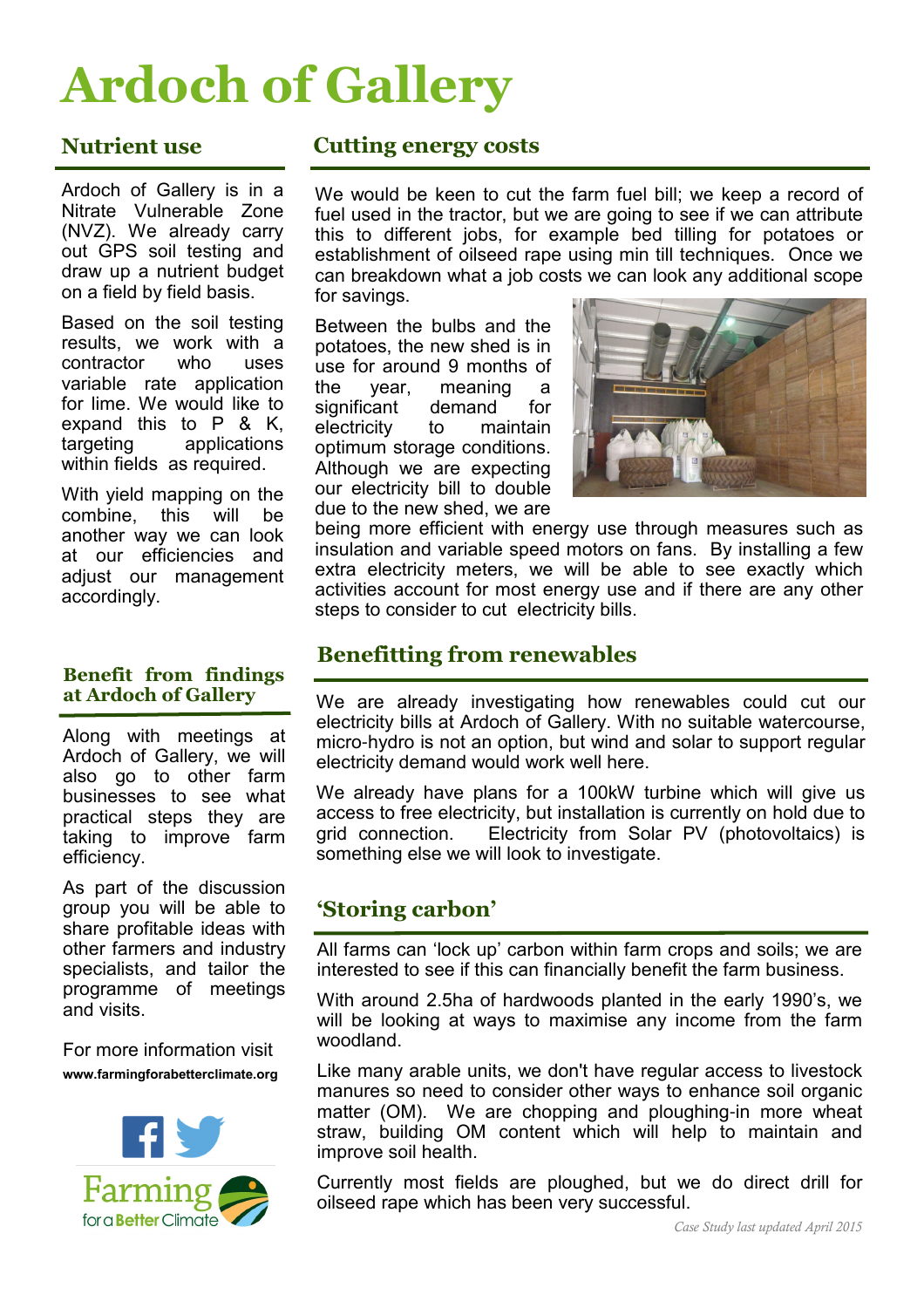# Ardoch of Gallery

## Nutrient use

Ardoch of Gallery is in a Nitrate Vulnerable Zone (NVZ). We already carry out GPS soil testing and draw up a nutrient budget on a field by field basis.

Based on the soil testing results, we work with a contractor who uses variable rate application for lime. We would like to expand this to P & K, targeting applications within fields as required.

With yield mapping on the combine, this will be another way we can look at our efficiencies and adjust our management accordingly.

## Benefit from findings at Ardoch of Gallery

Along with meetings at Ardoch of Gallery, we will also go to other farm businesses to see what practical steps they are taking to improve farm efficiency.

As part of the discussion group you will be able to share profitable ideas with other farmers and industry specialists, and tailor the programme of meetings and visits.

For more information visit
**www.farmingforabetterclimate.org**

## Cutting energy costs

We would be keen to cut the farm fuel bill; we keep a record of fuel used in the tractor, but we are going to see if we can attribute this to different jobs, for example bed tilling for potatoes or establishment of oilseed rape using min till techniques. Once we can breakdown what a job costs we can look any additional scope for savings.

Between the bulbs and the potatoes, the new shed is in use for around 9 months of the year, meaning a significant demand for electricity to maintain optimum storage conditions. Although we are expecting our electricity bill to double due to the new shed, we are being more efficient with energy use through measures such as insulation and variable speed motors on fans. By installing a few extra electricity meters, we will be able to see exactly which activities account for most energy use and if there are any other steps to consider to cut electricity bills.

## Benefitting from renewables

We are already investigating how renewables could cut our electricity bills at Ardoch of Gallery. With no suitable watercourse, micro-hydro is not an option, but wind and solar to support regular electricity demand would work well here.

We already have plans for a 100kW turbine which will give us access to free electricity, but installation is currently on hold due to grid connection. Electricity from Solar PV (photovoltaics) is something else we will look to investigate.

## 'Storing carbon'

All farms can 'lock up' carbon within farm crops and soils; we are interested to see if this can financially benefit the farm business.

With around 2.5ha of hardwoods planted in the early 1990's, we will be looking at ways to maximise any income from the farm woodland.

Like many arable units, we don't have regular access to livestock manures so need to consider other ways to enhance soil organic matter (OM). We are chopping and ploughing-in more wheat straw, building OM content which will help to maintain and improve soil health.

Currently most fields are ploughed, but we do direct drill for oilseed rape which has been very successful.

*Case Study last updated April 2015*